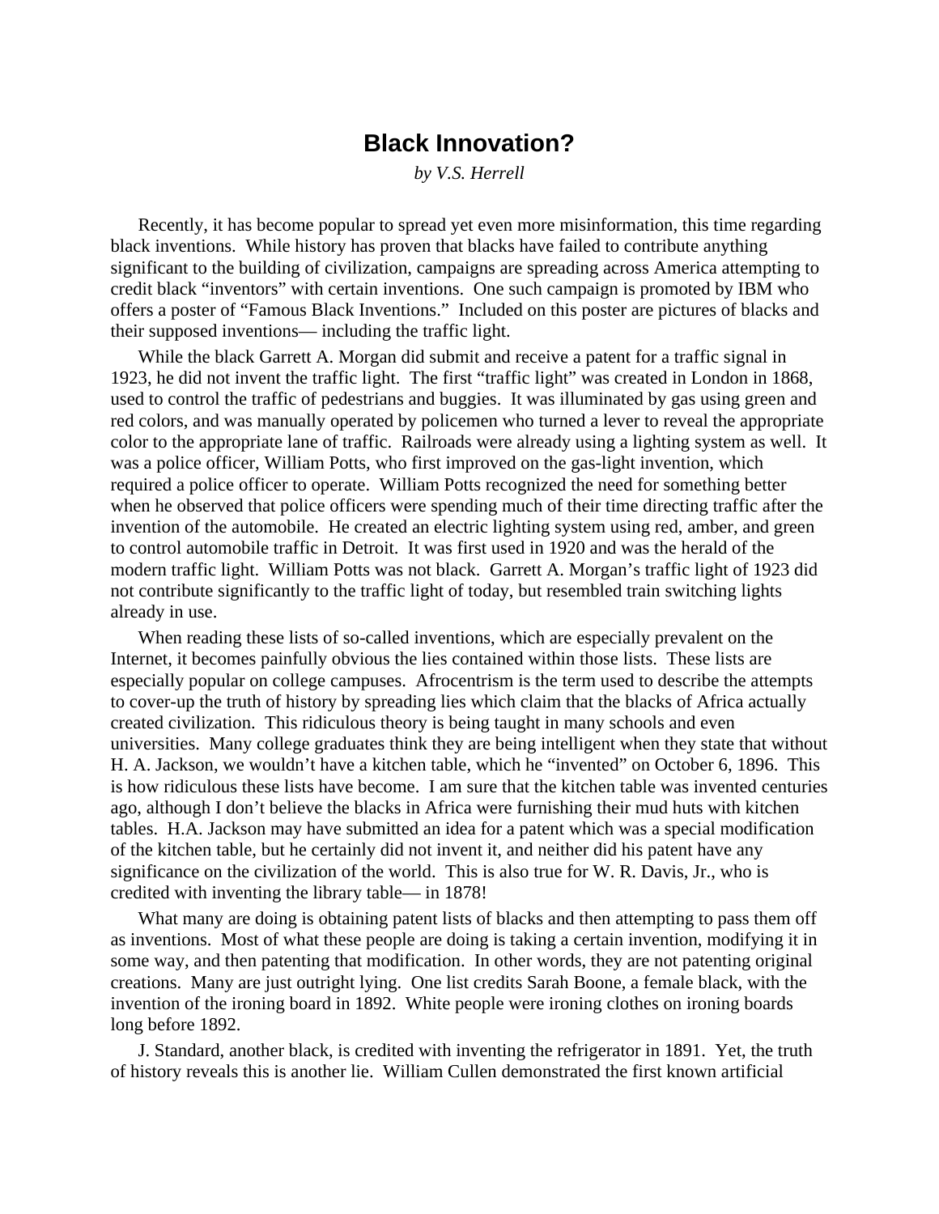# Black Innovation?

*by V.S. Herrell*

Recently, it has become popular to spread yet even more misinformation, this time regarding black inventions. While history has proven that blacks have failed to contribute anything significant to the building of civilization, campaigns are spreading across America attempting to credit black "inventors" with certain inventions. One such campaign is promoted by IBM who offers a poster of "Famous Black Inventions." Included on this poster are pictures of blacks and their supposed inventions— including the traffic light.

While the black Garrett A. Morgan did submit and receive a patent for a traffic signal in 1923, he did not invent the traffic light. The first "traffic light" was created in London in 1868, used to control the traffic of pedestrians and buggies. It was illuminated by gas using green and red colors, and was manually operated by policemen who turned a lever to reveal the appropriate color to the appropriate lane of traffic. Railroads were already using a lighting system as well. It was a police officer, William Potts, who first improved on the gas-light invention, which required a police officer to operate. William Potts recognized the need for something better when he observed that police officers were spending much of their time directing traffic after the invention of the automobile. He created an electric lighting system using red, amber, and green to control automobile traffic in Detroit. It was first used in 1920 and was the herald of the modern traffic light. William Potts was not black. Garrett A. Morgan's traffic light of 1923 did not contribute significantly to the traffic light of today, but resembled train switching lights already in use.

When reading these lists of so-called inventions, which are especially prevalent on the Internet, it becomes painfully obvious the lies contained within those lists. These lists are especially popular on college campuses. Afrocentrism is the term used to describe the attempts to cover-up the truth of history by spreading lies which claim that the blacks of Africa actually created civilization. This ridiculous theory is being taught in many schools and even universities. Many college graduates think they are being intelligent when they state that without H. A. Jackson, we wouldn't have a kitchen table, which he "invented" on October 6, 1896. This is how ridiculous these lists have become. I am sure that the kitchen table was invented centuries ago, although I don't believe the blacks in Africa were furnishing their mud huts with kitchen tables. H.A. Jackson may have submitted an idea for a patent which was a special modification of the kitchen table, but he certainly did not invent it, and neither did his patent have any significance on the civilization of the world. This is also true for W. R. Davis, Jr., who is credited with inventing the library table— in 1878!

What many are doing is obtaining patent lists of blacks and then attempting to pass them off as inventions. Most of what these people are doing is taking a certain invention, modifying it in some way, and then patenting that modification. In other words, they are not patenting original creations. Many are just outright lying. One list credits Sarah Boone, a female black, with the invention of the ironing board in 1892. White people were ironing clothes on ironing boards long before 1892.

J. Standard, another black, is credited with inventing the refrigerator in 1891. Yet, the truth of history reveals this is another lie. William Cullen demonstrated the first known artificial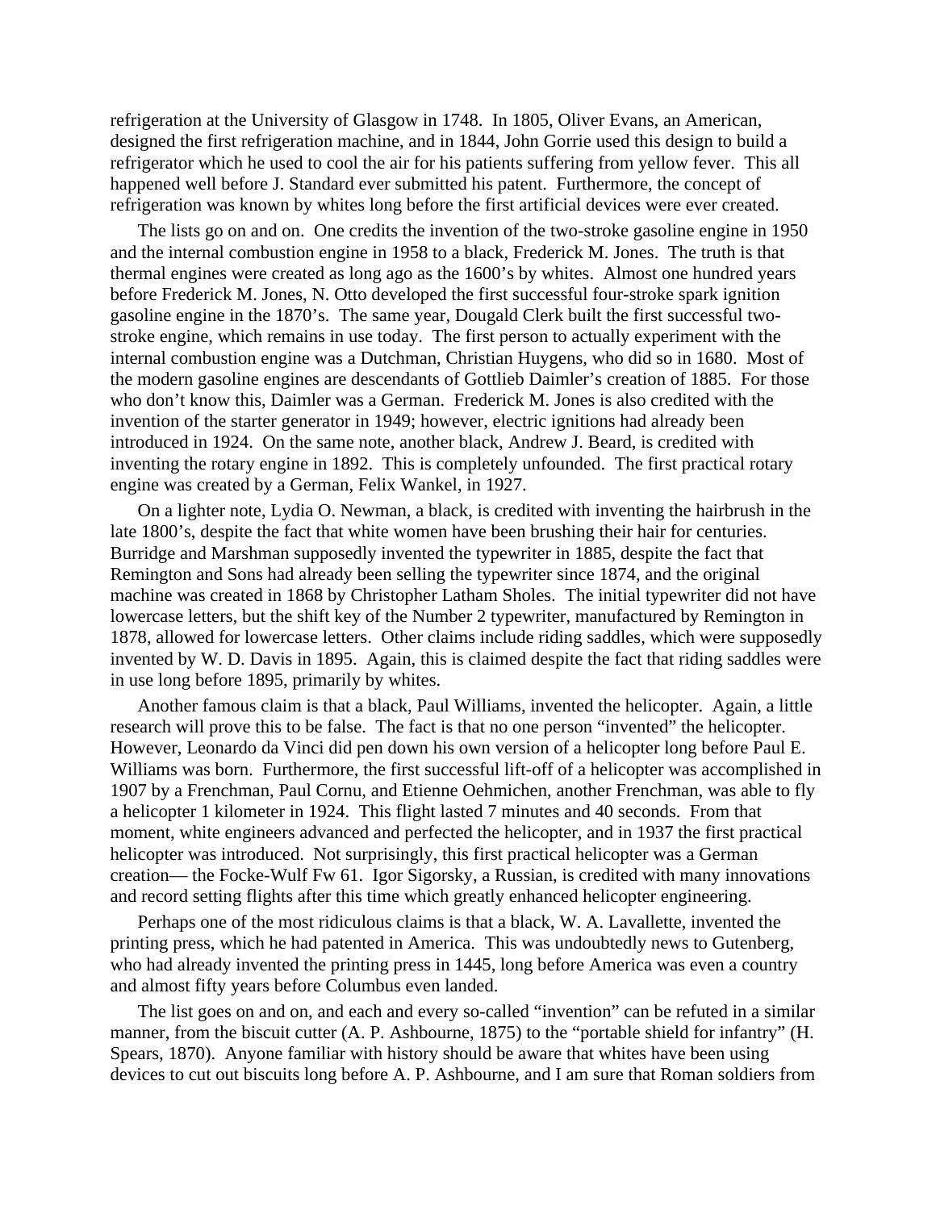refrigeration at the University of Glasgow in 1748. In 1805, Oliver Evans, an American, designed the first refrigeration machine, and in 1844, John Gorrie used this design to build a refrigerator which he used to cool the air for his patients suffering from yellow fever. This all happened well before J. Standard ever submitted his patent. Furthermore, the concept of refrigeration was known by whites long before the first artificial devices were ever created.

The lists go on and on. One credits the invention of the two-stroke gasoline engine in 1950 and the internal combustion engine in 1958 to a black, Frederick M. Jones. The truth is that thermal engines were created as long ago as the 1600's by whites. Almost one hundred years before Frederick M. Jones, N. Otto developed the first successful four-stroke spark ignition gasoline engine in the 1870's. The same year, Dougald Clerk built the first successful two-stroke engine, which remains in use today. The first person to actually experiment with the internal combustion engine was a Dutchman, Christian Huygens, who did so in 1680. Most of the modern gasoline engines are descendants of Gottlieb Daimler's creation of 1885. For those who don't know this, Daimler was a German. Frederick M. Jones is also credited with the invention of the starter generator in 1949; however, electric ignitions had already been introduced in 1924. On the same note, another black, Andrew J. Beard, is credited with inventing the rotary engine in 1892. This is completely unfounded. The first practical rotary engine was created by a German, Felix Wankel, in 1927.

On a lighter note, Lydia O. Newman, a black, is credited with inventing the hairbrush in the late 1800's, despite the fact that white women have been brushing their hair for centuries. Burridge and Marshman supposedly invented the typewriter in 1885, despite the fact that Remington and Sons had already been selling the typewriter since 1874, and the original machine was created in 1868 by Christopher Latham Sholes. The initial typewriter did not have lowercase letters, but the shift key of the Number 2 typewriter, manufactured by Remington in 1878, allowed for lowercase letters. Other claims include riding saddles, which were supposedly invented by W. D. Davis in 1895. Again, this is claimed despite the fact that riding saddles were in use long before 1895, primarily by whites.

Another famous claim is that a black, Paul Williams, invented the helicopter. Again, a little research will prove this to be false. The fact is that no one person "invented" the helicopter. However, Leonardo da Vinci did pen down his own version of a helicopter long before Paul E. Williams was born. Furthermore, the first successful lift-off of a helicopter was accomplished in 1907 by a Frenchman, Paul Cornu, and Etienne Oehmichen, another Frenchman, was able to fly a helicopter 1 kilometer in 1924. This flight lasted 7 minutes and 40 seconds. From that moment, white engineers advanced and perfected the helicopter, and in 1937 the first practical helicopter was introduced. Not surprisingly, this first practical helicopter was a German creation— the Focke-Wulf Fw 61. Igor Sigorsky, a Russian, is credited with many innovations and record setting flights after this time which greatly enhanced helicopter engineering.

Perhaps one of the most ridiculous claims is that a black, W. A. Lavallette, invented the printing press, which he had patented in America. This was undoubtedly news to Gutenberg, who had already invented the printing press in 1445, long before America was even a country and almost fifty years before Columbus even landed.

The list goes on and on, and each and every so-called "invention" can be refuted in a similar manner, from the biscuit cutter (A. P. Ashbourne, 1875) to the "portable shield for infantry" (H. Spears, 1870). Anyone familiar with history should be aware that whites have been using devices to cut out biscuits long before A. P. Ashbourne, and I am sure that Roman soldiers from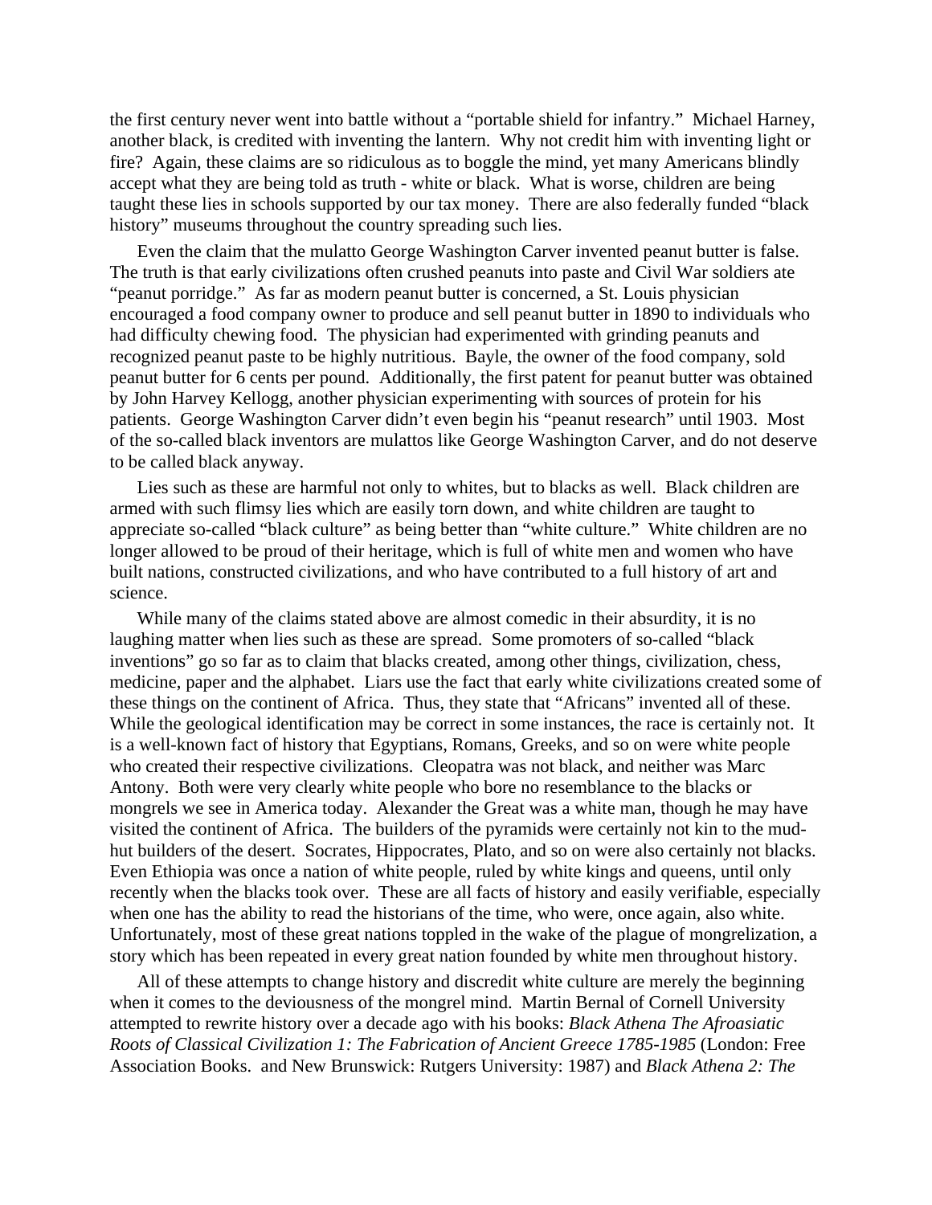the first century never went into battle without a "portable shield for infantry." Michael Harney, another black, is credited with inventing the lantern. Why not credit him with inventing light or fire? Again, these claims are so ridiculous as to boggle the mind, yet many Americans blindly accept what they are being told as truth - white or black. What is worse, children are being taught these lies in schools supported by our tax money. There are also federally funded "black history" museums throughout the country spreading such lies.

Even the claim that the mulatto George Washington Carver invented peanut butter is false. The truth is that early civilizations often crushed peanuts into paste and Civil War soldiers ate "peanut porridge." As far as modern peanut butter is concerned, a St. Louis physician encouraged a food company owner to produce and sell peanut butter in 1890 to individuals who had difficulty chewing food. The physician had experimented with grinding peanuts and recognized peanut paste to be highly nutritious. Bayle, the owner of the food company, sold peanut butter for 6 cents per pound. Additionally, the first patent for peanut butter was obtained by John Harvey Kellogg, another physician experimenting with sources of protein for his patients. George Washington Carver didn't even begin his "peanut research" until 1903. Most of the so-called black inventors are mulattos like George Washington Carver, and do not deserve to be called black anyway.

Lies such as these are harmful not only to whites, but to blacks as well. Black children are armed with such flimsy lies which are easily torn down, and white children are taught to appreciate so-called "black culture" as being better than "white culture." White children are no longer allowed to be proud of their heritage, which is full of white men and women who have built nations, constructed civilizations, and who have contributed to a full history of art and science.

While many of the claims stated above are almost comedic in their absurdity, it is no laughing matter when lies such as these are spread. Some promoters of so-called "black inventions" go so far as to claim that blacks created, among other things, civilization, chess, medicine, paper and the alphabet. Liars use the fact that early white civilizations created some of these things on the continent of Africa. Thus, they state that "Africans" invented all of these. While the geological identification may be correct in some instances, the race is certainly not. It is a well-known fact of history that Egyptians, Romans, Greeks, and so on were white people who created their respective civilizations. Cleopatra was not black, and neither was Marc Antony. Both were very clearly white people who bore no resemblance to the blacks or mongrels we see in America today. Alexander the Great was a white man, though he may have visited the continent of Africa. The builders of the pyramids were certainly not kin to the mud-hut builders of the desert. Socrates, Hippocrates, Plato, and so on were also certainly not blacks. Even Ethiopia was once a nation of white people, ruled by white kings and queens, until only recently when the blacks took over. These are all facts of history and easily verifiable, especially when one has the ability to read the historians of the time, who were, once again, also white. Unfortunately, most of these great nations toppled in the wake of the plague of mongrelization, a story which has been repeated in every great nation founded by white men throughout history.

All of these attempts to change history and discredit white culture are merely the beginning when it comes to the deviousness of the mongrel mind. Martin Bernal of Cornell University attempted to rewrite history over a decade ago with his books: *Black Athena The Afroasiatic Roots of Classical Civilization 1: The Fabrication of Ancient Greece 1785-1985* (London: Free Association Books. and New Brunswick: Rutgers University: 1987) and *Black Athena 2: The*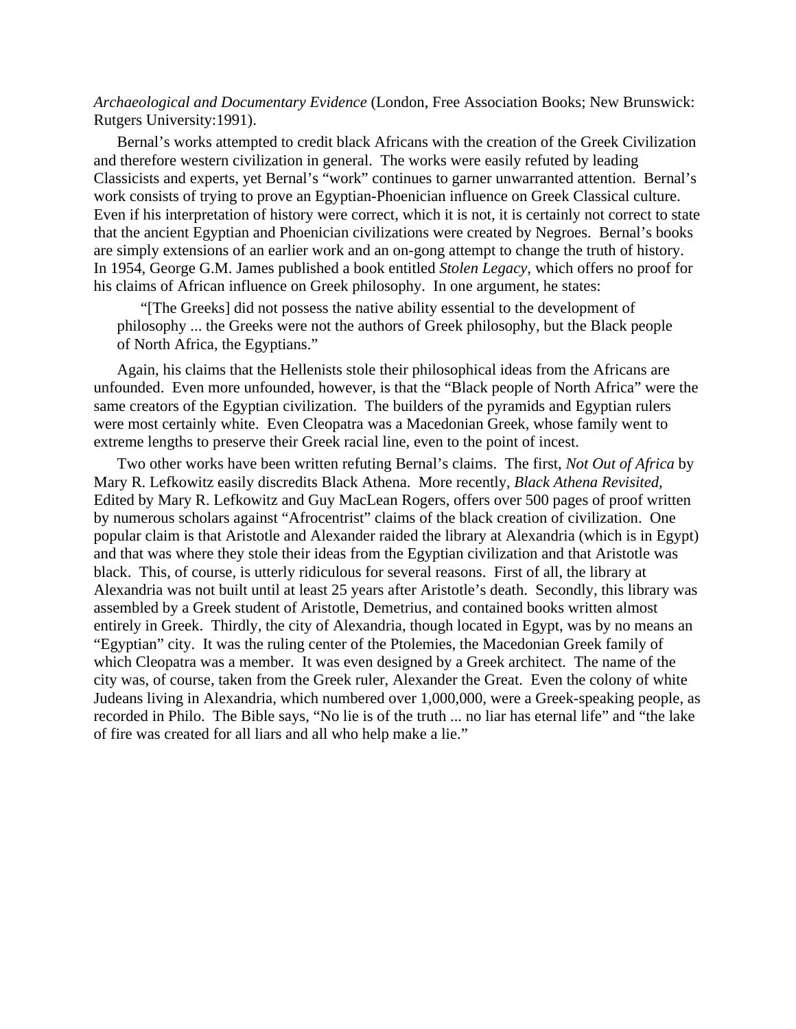*Archaeological and Documentary Evidence* (London, Free Association Books; New Brunswick: Rutgers University:1991).

Bernal's works attempted to credit black Africans with the creation of the Greek Civilization and therefore western civilization in general. The works were easily refuted by leading Classicists and experts, yet Bernal's "work" continues to garner unwarranted attention. Bernal's work consists of trying to prove an Egyptian-Phoenician influence on Greek Classical culture. Even if his interpretation of history were correct, which it is not, it is certainly not correct to state that the ancient Egyptian and Phoenician civilizations were created by Negroes. Bernal's books are simply extensions of an earlier work and an on-gong attempt to change the truth of history. In 1954, George G.M. James published a book entitled *Stolen Legacy,* which offers no proof for his claims of African influence on Greek philosophy. In one argument, he states:

> "[The Greeks] did not possess the native ability essential to the development of philosophy ... the Greeks were not the authors of Greek philosophy, but the Black people of North Africa, the Egyptians."

Again, his claims that the Hellenists stole their philosophical ideas from the Africans are unfounded. Even more unfounded, however, is that the "Black people of North Africa" were the same creators of the Egyptian civilization. The builders of the pyramids and Egyptian rulers were most certainly white. Even Cleopatra was a Macedonian Greek, whose family went to extreme lengths to preserve their Greek racial line, even to the point of incest.

Two other works have been written refuting Bernal's claims. The first, *Not Out of Africa* by Mary R. Lefkowitz easily discredits Black Athena. More recently, *Black Athena Revisited,* Edited by Mary R. Lefkowitz and Guy MacLean Rogers, offers over 500 pages of proof written by numerous scholars against "Afrocentrist" claims of the black creation of civilization. One popular claim is that Aristotle and Alexander raided the library at Alexandria (which is in Egypt) and that was where they stole their ideas from the Egyptian civilization and that Aristotle was black. This, of course, is utterly ridiculous for several reasons. First of all, the library at Alexandria was not built until at least 25 years after Aristotle's death. Secondly, this library was assembled by a Greek student of Aristotle, Demetrius, and contained books written almost entirely in Greek. Thirdly, the city of Alexandria, though located in Egypt, was by no means an "Egyptian" city. It was the ruling center of the Ptolemies, the Macedonian Greek family of which Cleopatra was a member. It was even designed by a Greek architect. The name of the city was, of course, taken from the Greek ruler, Alexander the Great. Even the colony of white Judeans living in Alexandria, which numbered over 1,000,000, were a Greek-speaking people, as recorded in Philo. The Bible says, "No lie is of the truth ... no liar has eternal life" and "the lake of fire was created for all liars and all who help make a lie."